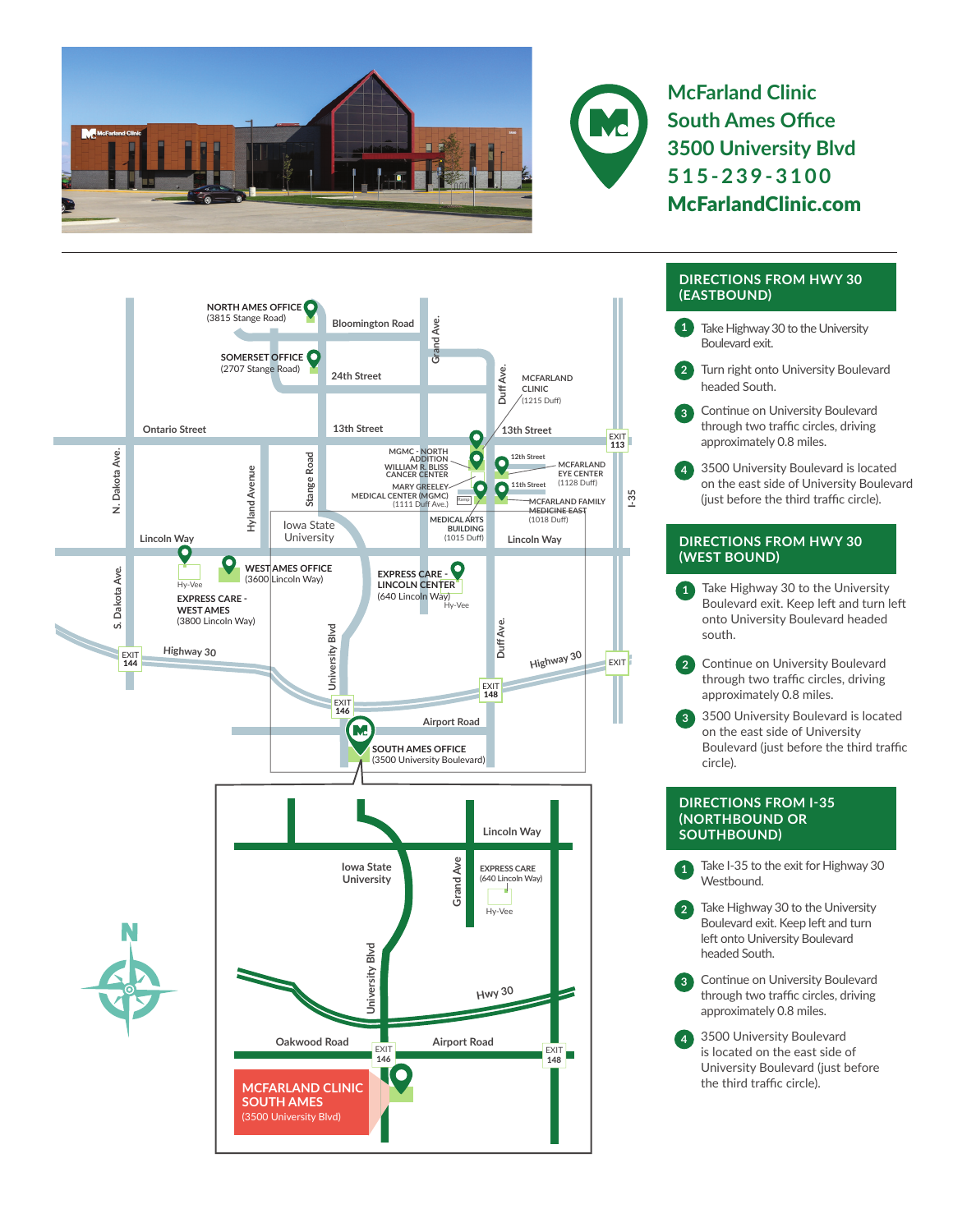# McFarland Clinic South Ames Office

3500 University Blvd
515-239-3100
McFarlandClinic.com

## DIRECTIONS FROM HWY 30 (EASTBOUND)

1. Take Highway 30 to the University Boulevard exit.
2. Turn right onto University Boulevard headed South.
3. Continue on University Boulevard through two traffic circles, driving approximately 0.8 miles.
4. 3500 University Boulevard is located on the east side of University Boulevard (just before the third traffic circle).

## DIRECTIONS FROM HWY 30 (WEST BOUND)

1. Take Highway 30 to the University Boulevard exit. Keep left and turn left onto University Boulevard headed south.
2. Continue on University Boulevard through two traffic circles, driving approximately 0.8 miles.
3. 3500 University Boulevard is located on the east side of University Boulevard (just before the third traffic circle).

## DIRECTIONS FROM I-35 (NORTHBOUND OR SOUTHBOUND)

1. Take I-35 to the exit for Highway 30 Westbound.
2. Take Highway 30 to the University Boulevard exit. Keep left and turn left onto University Boulevard headed South.
3. Continue on University Boulevard through two traffic circles, driving approximately 0.8 miles.
4. 3500 University Boulevard is located on the east side of University Boulevard (just before the third traffic circle).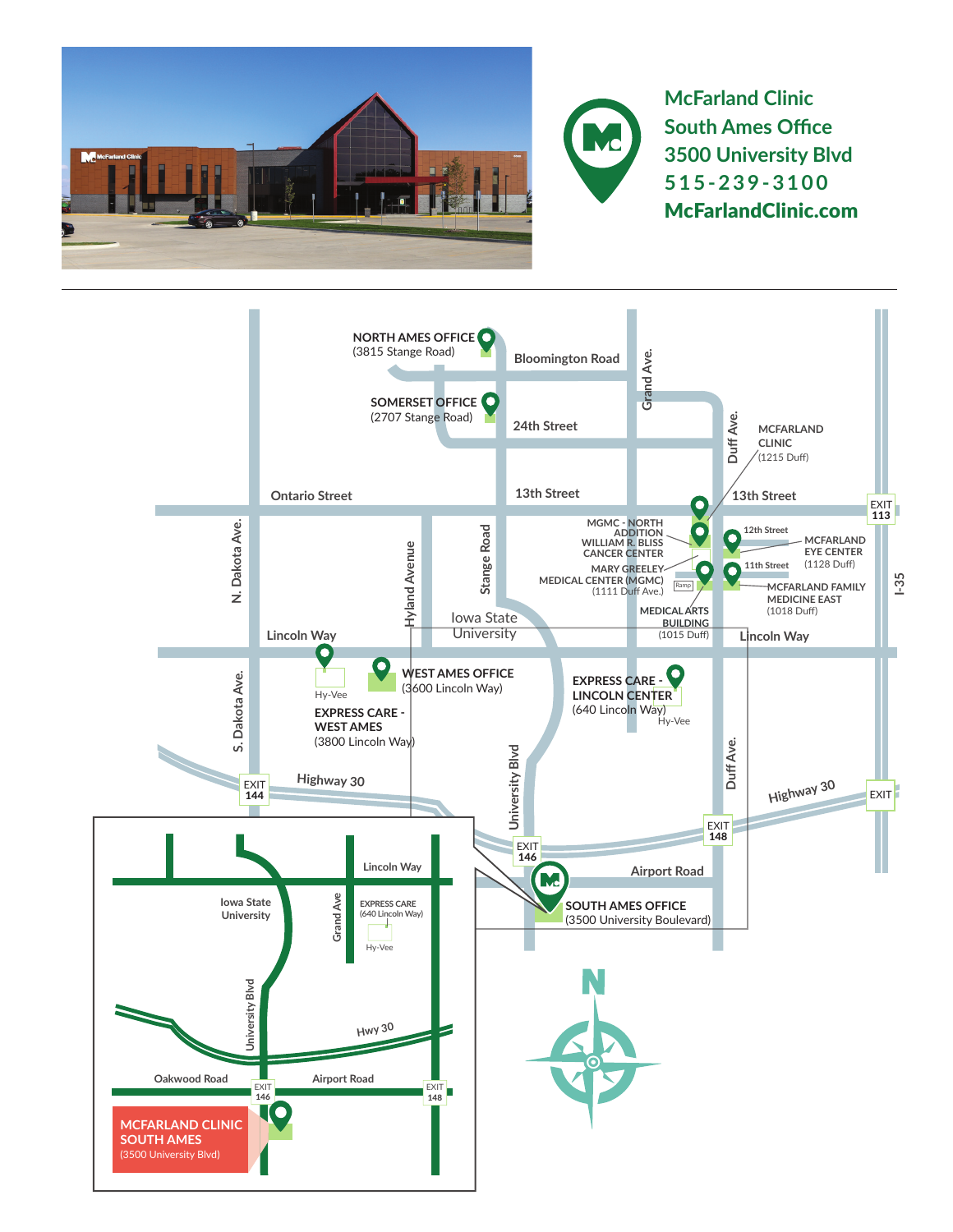McFarland Clinic
South Ames Office
3500 University Blvd
515-239-3100
McFarlandClinic.com

NORTH AMES OFFICE
(3815 Stange Road)

Bloomington Road

Grand Ave.

SOMERSET OFFICE
(2707 Stange Road)

24th Street

Duff Ave.

MCFARLAND CLINIC
(1215 Duff)

Ontario Street

13th Street

13th Street

EXIT 113

MGMC - NORTH ADDITION
WILLIAM R. BLISS CANCER CENTER

12th Street

MCFARLAND EYE CENTER
(1128 Duff)

11th Street

MARY GREELEY MEDICAL CENTER (MGMC)
(1111 Duff Ave.)

Ramp

MCFARLAND FAMILY MEDICINE EAST
(1018 Duff)

I-35

N. Dakota Ave.

Hyland Avenue

Stange Road

Iowa State University

MEDICAL ARTS BUILDING
(1015 Duff)

Lincoln Way

Lincoln Way

Hy-Vee

EXPRESS CARE - WEST AMES
(3800 Lincoln Way)

WEST AMES OFFICE
(3600 Lincoln Way)

EXPRESS CARE - LINCOLN CENTER
(640 Lincoln Way)

Hy-Vee

S. Dakota Ave.

EXIT 144

Highway 30

University Blvd

Duff Ave.

Highway 30

EXIT

EXIT 148

EXIT 146

Airport Road

SOUTH AMES OFFICE
(3500 University Boulevard)

Lincoln Way

Iowa State University

Grand Ave

EXPRESS CARE
(640 Lincoln Way)

Hy-Vee

University Blvd

Hwy 30

Oakwood Road

Airport Road

EXIT 146

EXIT 148

MCFARLAND CLINIC SOUTH AMES
(3500 University Blvd)

N